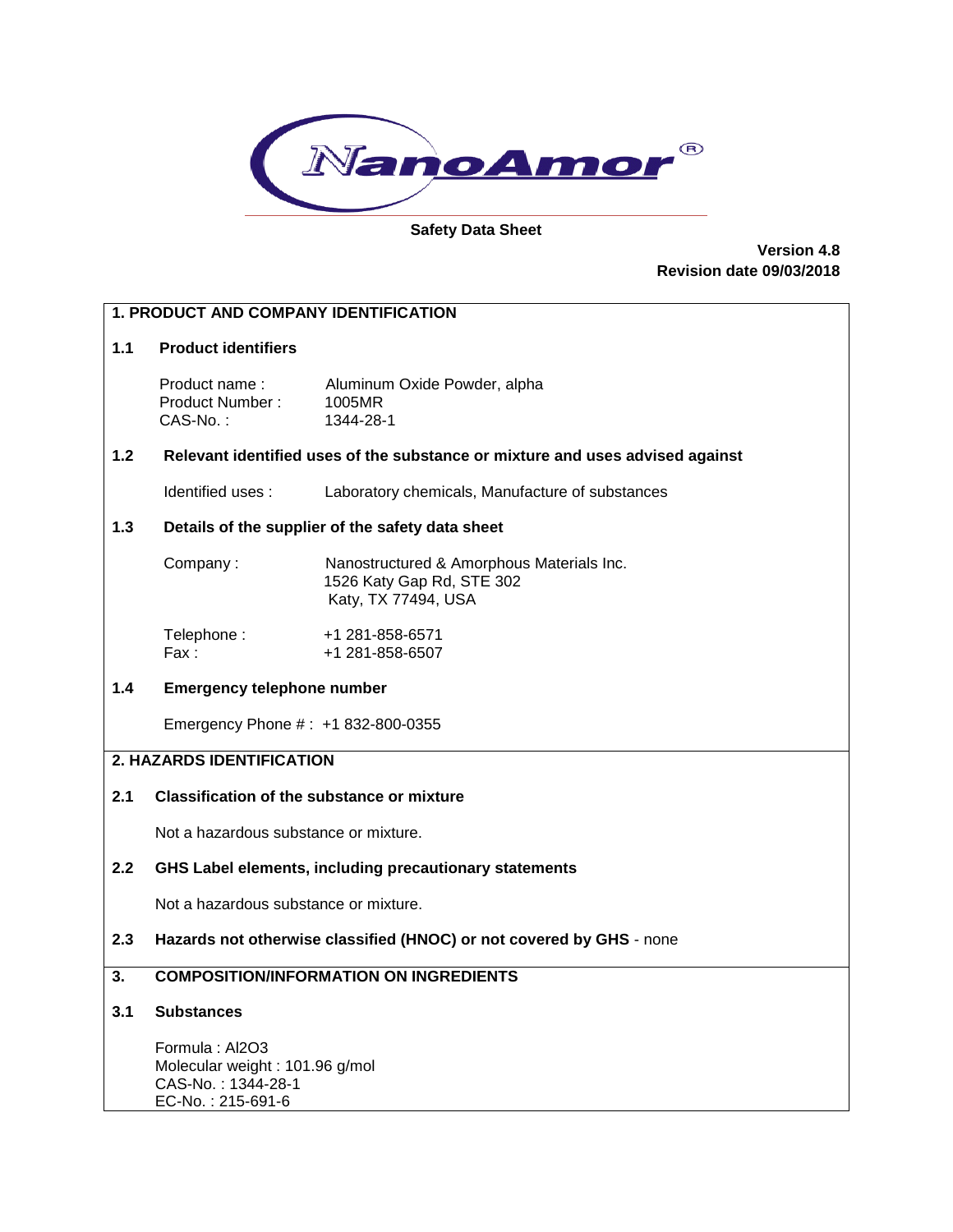NanoAmor®

**Safety Data Sheet**

**Version 4.8**
**Revision date 09/03/2018**

## 1. PRODUCT AND COMPANY IDENTIFICATION

### 1.1 Product identifiers

Product name : Aluminum Oxide Powder, alpha
Product Number : 1005MR
CAS-No. : 1344-28-1

### 1.2 Relevant identified uses of the substance or mixture and uses advised against

Identified uses : Laboratory chemicals, Manufacture of substances

### 1.3 Details of the supplier of the safety data sheet

Company : Nanostructured & Amorphous Materials Inc.
1526 Katy Gap Rd, STE 302
Katy, TX 77494, USA

Telephone : +1 281-858-6571
Fax : +1 281-858-6507

### 1.4 Emergency telephone number

Emergency Phone # : +1 832-800-0355

## 2. HAZARDS IDENTIFICATION

### 2.1 Classification of the substance or mixture

Not a hazardous substance or mixture.

### 2.2 GHS Label elements, including precautionary statements

Not a hazardous substance or mixture.

### 2.3 Hazards not otherwise classified (HNOC) or not covered by GHS - none

## 3. COMPOSITION/INFORMATION ON INGREDIENTS

### 3.1 Substances

Formula : $Al_2O_3$
Molecular weight : 101.96 g/mol
CAS-No. : 1344-28-1
EC-No. : 215-691-6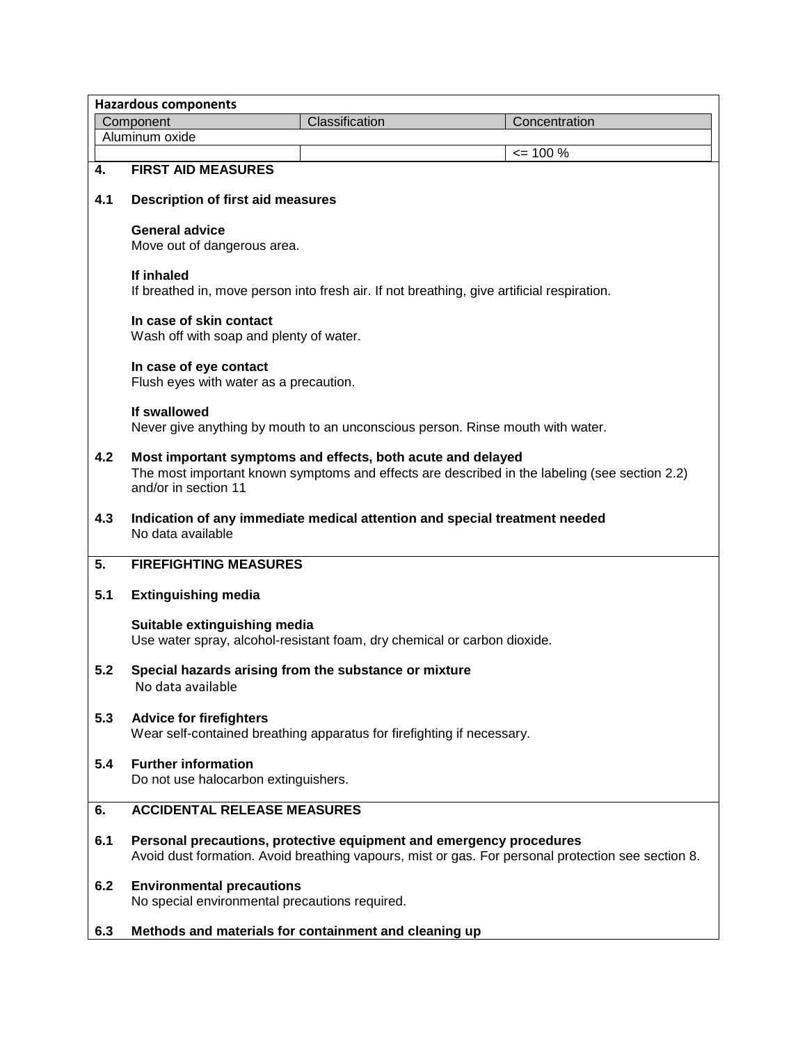**Hazardous components**

| Component | Classification | Concentration |
|---|---|---|
| Aluminum oxide | | |
| | | <= 100 % |

## 4. FIRST AID MEASURES

### 4.1 Description of first aid measures

**General advice**
Move out of dangerous area.

**If inhaled**
If breathed in, move person into fresh air. If not breathing, give artificial respiration.

**In case of skin contact**
Wash off with soap and plenty of water.

**In case of eye contact**
Flush eyes with water as a precaution.

**If swallowed**
Never give anything by mouth to an unconscious person. Rinse mouth with water.

### 4.2 Most important symptoms and effects, both acute and delayed

The most important known symptoms and effects are described in the labeling (see section 2.2) and/or in section 11

### 4.3 Indication of any immediate medical attention and special treatment needed

No data available

## 5. FIREFIGHTING MEASURES

### 5.1 Extinguishing media

**Suitable extinguishing media**
Use water spray, alcohol-resistant foam, dry chemical or carbon dioxide.

### 5.2 Special hazards arising from the substance or mixture

No data available

### 5.3 Advice for firefighters

Wear self-contained breathing apparatus for firefighting if necessary.

### 5.4 Further information

Do not use halocarbon extinguishers.

## 6. ACCIDENTAL RELEASE MEASURES

### 6.1 Personal precautions, protective equipment and emergency procedures

Avoid dust formation. Avoid breathing vapours, mist or gas. For personal protection see section 8.

### 6.2 Environmental precautions

No special environmental precautions required.

### 6.3 Methods and materials for containment and cleaning up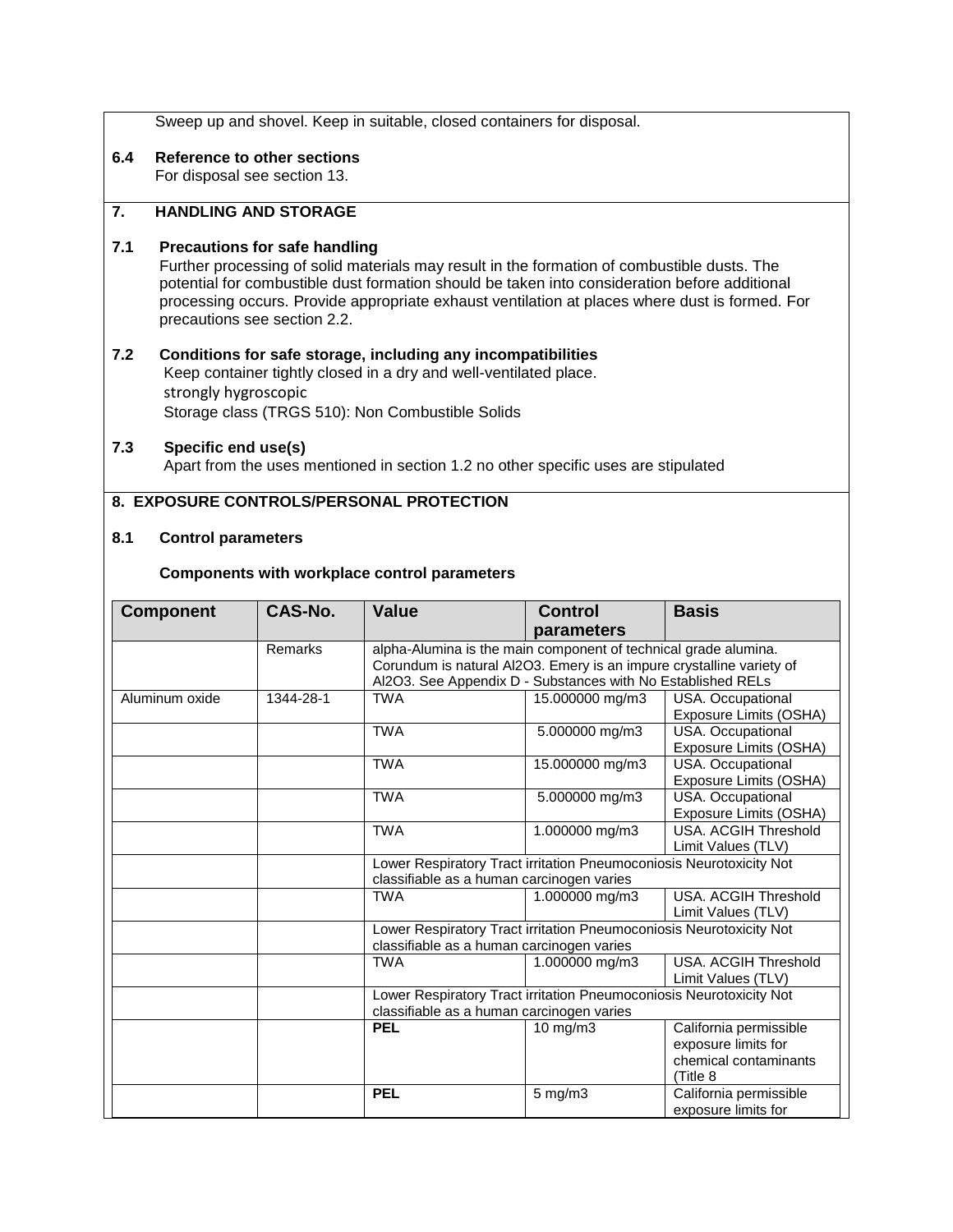Sweep up and shovel. Keep in suitable, closed containers for disposal.

**6.4 Reference to other sections**
For disposal see section 13.

## 7. HANDLING AND STORAGE

**7.1 Precautions for safe handling**
Further processing of solid materials may result in the formation of combustible dusts. The potential for combustible dust formation should be taken into consideration before additional processing occurs. Provide appropriate exhaust ventilation at places where dust is formed. For precautions see section 2.2.

**7.2 Conditions for safe storage, including any incompatibilities**
Keep container tightly closed in a dry and well-ventilated place.
strongly hygroscopic
Storage class (TRGS 510): Non Combustible Solids

**7.3 Specific end use(s)**
Apart from the uses mentioned in section 1.2 no other specific uses are stipulated

## 8. EXPOSURE CONTROLS/PERSONAL PROTECTION

**8.1 Control parameters**

**Components with workplace control parameters**

| Component | CAS-No. | Value | Control parameters | Basis |
|---|---|---|---|---|
| | Remarks | alpha-Alumina is the main component of technical grade alumina. Corundum is natural Al2O3. Emery is an impure crystalline variety of Al2O3. See Appendix D - Substances with No Established RELs | | |
| Aluminum oxide | 1344-28-1 | TWA | 15.000000 mg/m3 | USA. Occupational Exposure Limits (OSHA) |
| | | TWA | 5.000000 mg/m3 | USA. Occupational Exposure Limits (OSHA) |
| | | TWA | 15.000000 mg/m3 | USA. Occupational Exposure Limits (OSHA) |
| | | TWA | 5.000000 mg/m3 | USA. Occupational Exposure Limits (OSHA) |
| | | TWA | 1.000000 mg/m3 | USA. ACGIH Threshold Limit Values (TLV) |
| | | Lower Respiratory Tract irritation Pneumoconiosis Neurotoxicity Not classifiable as a human carcinogen varies | | |
| | | TWA | 1.000000 mg/m3 | USA. ACGIH Threshold Limit Values (TLV) |
| | | Lower Respiratory Tract irritation Pneumoconiosis Neurotoxicity Not classifiable as a human carcinogen varies | | |
| | | TWA | 1.000000 mg/m3 | USA. ACGIH Threshold Limit Values (TLV) |
| | | Lower Respiratory Tract irritation Pneumoconiosis Neurotoxicity Not classifiable as a human carcinogen varies | | |
| | | **PEL** | 10 mg/m3 | California permissible exposure limits for chemical contaminants (Title 8 |
| | | **PEL** | 5 mg/m3 | California permissible exposure limits for |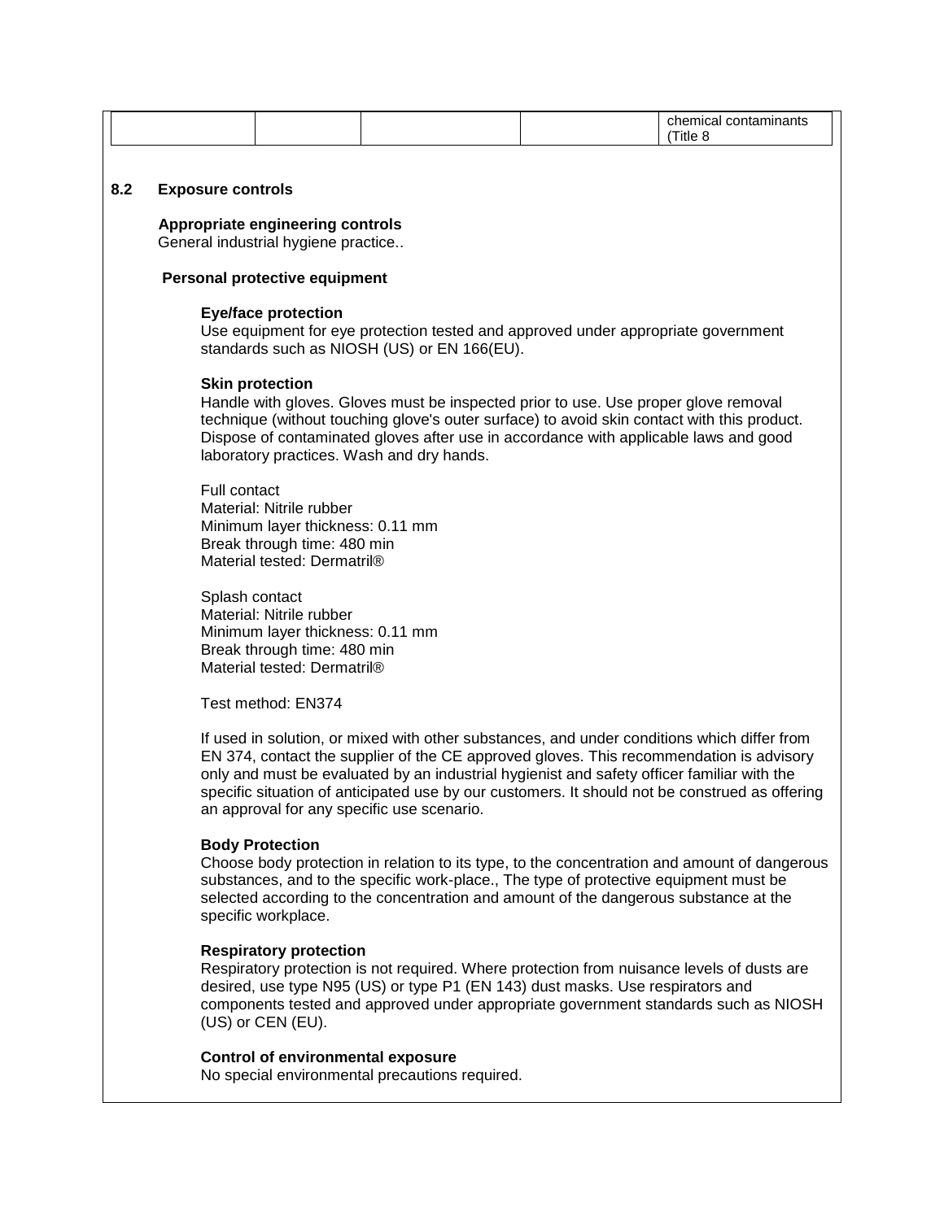|  |  |  |  | chemical contaminants (Title 8 |
|---|---|---|---|---|

## 8.2 Exposure controls

**Appropriate engineering controls**
General industrial hygiene practice..

**Personal protective equipment**

**Eye/face protection**
Use equipment for eye protection tested and approved under appropriate government standards such as NIOSH (US) or EN 166(EU).

**Skin protection**
Handle with gloves. Gloves must be inspected prior to use. Use proper glove removal technique (without touching glove's outer surface) to avoid skin contact with this product. Dispose of contaminated gloves after use in accordance with applicable laws and good laboratory practices. Wash and dry hands.

Full contact
Material: Nitrile rubber
Minimum layer thickness: 0.11 mm
Break through time: 480 min
Material tested: Dermatril®

Splash contact
Material: Nitrile rubber
Minimum layer thickness: 0.11 mm
Break through time: 480 min
Material tested: Dermatril®

Test method: EN374

If used in solution, or mixed with other substances, and under conditions which differ from EN 374, contact the supplier of the CE approved gloves. This recommendation is advisory only and must be evaluated by an industrial hygienist and safety officer familiar with the specific situation of anticipated use by our customers. It should not be construed as offering an approval for any specific use scenario.

**Body Protection**
Choose body protection in relation to its type, to the concentration and amount of dangerous substances, and to the specific work-place., The type of protective equipment must be selected according to the concentration and amount of the dangerous substance at the specific workplace.

**Respiratory protection**
Respiratory protection is not required. Where protection from nuisance levels of dusts are desired, use type N95 (US) or type P1 (EN 143) dust masks. Use respirators and components tested and approved under appropriate government standards such as NIOSH (US) or CEN (EU).

**Control of environmental exposure**
No special environmental precautions required.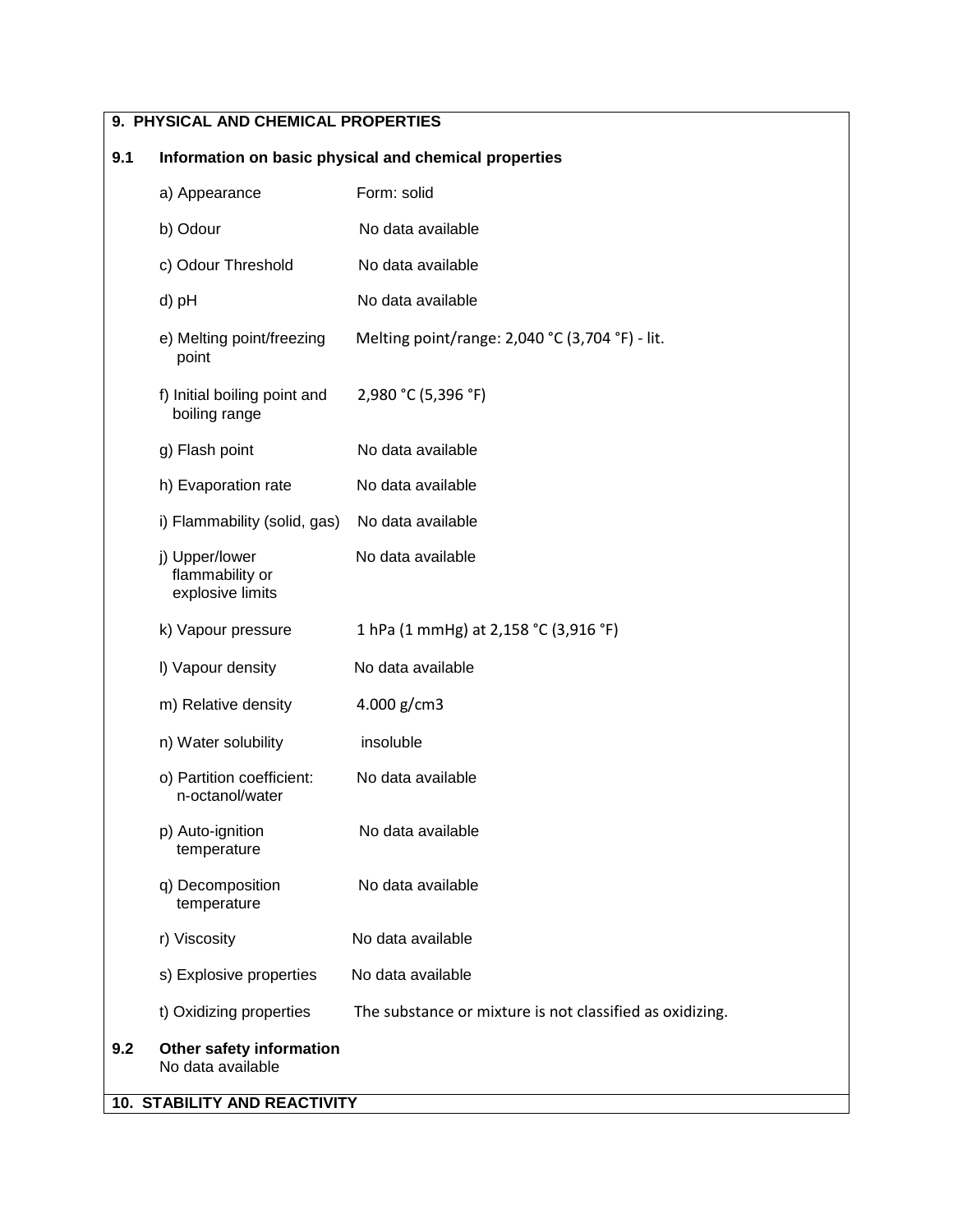## 9. PHYSICAL AND CHEMICAL PROPERTIES

### 9.1 Information on basic physical and chemical properties

| Property | Value |
|---|---|
| a) Appearance | Form: solid |
| b) Odour | No data available |
| c) Odour Threshold | No data available |
| d) pH | No data available |
| e) Melting point/freezing point | Melting point/range: 2,040 °C (3,704 °F) - lit. |
| f) Initial boiling point and boiling range | 2,980 °C (5,396 °F) |
| g) Flash point | No data available |
| h) Evaporation rate | No data available |
| i) Flammability (solid, gas) | No data available |
| j) Upper/lower flammability or explosive limits | No data available |
| k) Vapour pressure | 1 hPa (1 mmHg) at 2,158 °C (3,916 °F) |
| l) Vapour density | No data available |
| m) Relative density | 4.000 g/cm3 |
| n) Water solubility | insoluble |
| o) Partition coefficient: n-octanol/water | No data available |
| p) Auto-ignition temperature | No data available |
| q) Decomposition temperature | No data available |
| r) Viscosity | No data available |
| s) Explosive properties | No data available |
| t) Oxidizing properties | The substance or mixture is not classified as oxidizing. |

### 9.2 Other safety information

No data available

## 10. STABILITY AND REACTIVITY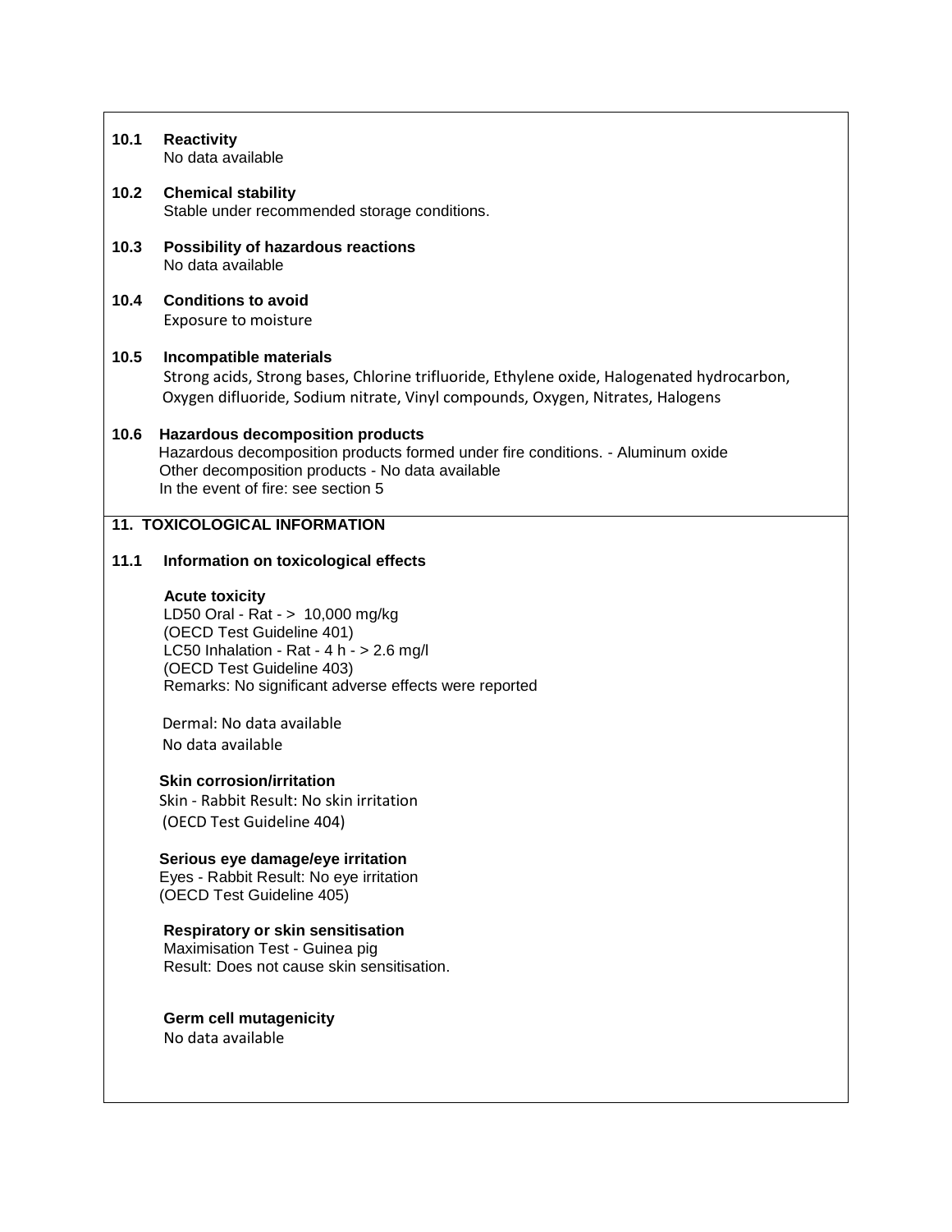**10.1 Reactivity**

No data available

**10.2 Chemical stability**

Stable under recommended storage conditions.

**10.3 Possibility of hazardous reactions**

No data available

**10.4 Conditions to avoid**

Exposure to moisture

**10.5 Incompatible materials**

Strong acids, Strong bases, Chlorine trifluoride, Ethylene oxide, Halogenated hydrocarbon, Oxygen difluoride, Sodium nitrate, Vinyl compounds, Oxygen, Nitrates, Halogens

**10.6 Hazardous decomposition products**

Hazardous decomposition products formed under fire conditions. - Aluminum oxide
Other decomposition products - No data available
In the event of fire: see section 5

## 11. TOXICOLOGICAL INFORMATION

### 11.1 Information on toxicological effects

**Acute toxicity**

LD50 Oral - Rat - > 10,000 mg/kg
(OECD Test Guideline 401)
LC50 Inhalation - Rat - 4 h - > 2.6 mg/l
(OECD Test Guideline 403)
Remarks: No significant adverse effects were reported

Dermal: No data available
No data available

**Skin corrosion/irritation**

Skin - Rabbit Result: No skin irritation
(OECD Test Guideline 404)

**Serious eye damage/eye irritation**

Eyes - Rabbit Result: No eye irritation
(OECD Test Guideline 405)

**Respiratory or skin sensitisation**

Maximisation Test - Guinea pig
Result: Does not cause skin sensitisation.

**Germ cell mutagenicity**

No data available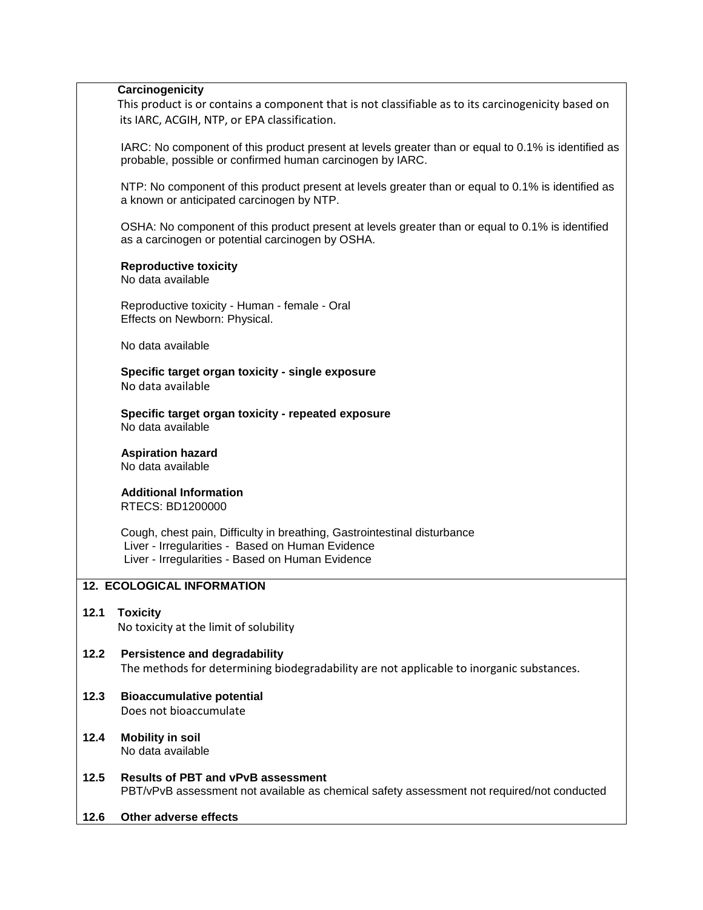**Carcinogenicity**

This product is or contains a component that is not classifiable as to its carcinogenicity based on its IARC, ACGIH, NTP, or EPA classification.

IARC: No component of this product present at levels greater than or equal to 0.1% is identified as probable, possible or confirmed human carcinogen by IARC.

NTP: No component of this product present at levels greater than or equal to 0.1% is identified as a known or anticipated carcinogen by NTP.

OSHA: No component of this product present at levels greater than or equal to 0.1% is identified as a carcinogen or potential carcinogen by OSHA.

**Reproductive toxicity**

No data available

Reproductive toxicity - Human - female - Oral
Effects on Newborn: Physical.

No data available

**Specific target organ toxicity - single exposure**

No data available

**Specific target organ toxicity - repeated exposure**

No data available

**Aspiration hazard**

No data available

**Additional Information**

RTECS: BD1200000

Cough, chest pain, Difficulty in breathing, Gastrointestinal disturbance
Liver - Irregularities - Based on Human Evidence
Liver - Irregularities - Based on Human Evidence

## 12. ECOLOGICAL INFORMATION

**12.1 Toxicity**

No toxicity at the limit of solubility

**12.2 Persistence and degradability**

The methods for determining biodegradability are not applicable to inorganic substances.

**12.3 Bioaccumulative potential**

Does not bioaccumulate

**12.4 Mobility in soil**

No data available

**12.5 Results of PBT and vPvB assessment**

PBT/vPvB assessment not available as chemical safety assessment not required/not conducted

**12.6 Other adverse effects**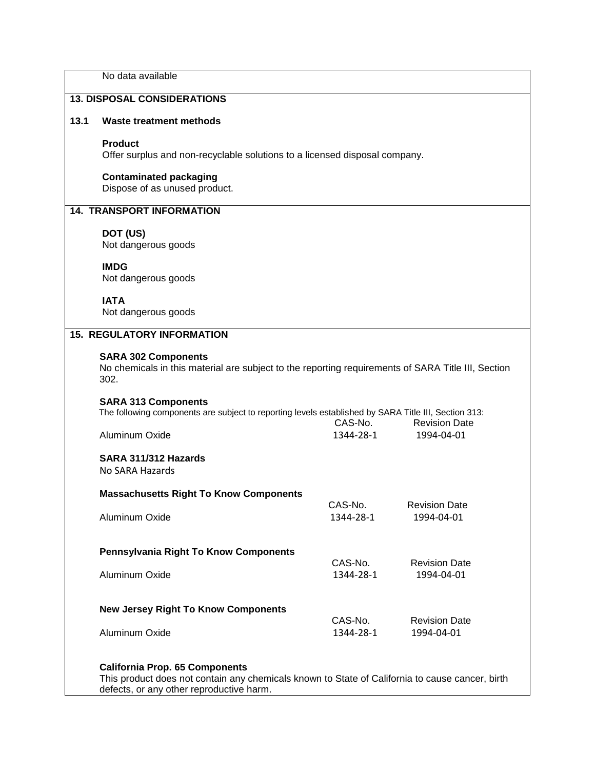No data available

## 13. DISPOSAL CONSIDERATIONS

### 13.1 Waste treatment methods

**Product**
Offer surplus and non-recyclable solutions to a licensed disposal company.

**Contaminated packaging**
Dispose of as unused product.

## 14. TRANSPORT INFORMATION

**DOT (US)**
Not dangerous goods

**IMDG**
Not dangerous goods

**IATA**
Not dangerous goods

## 15. REGULATORY INFORMATION

**SARA 302 Components**
No chemicals in this material are subject to the reporting requirements of SARA Title III, Section 302.

**SARA 313 Components**
The following components are subject to reporting levels established by SARA Title III, Section 313:

| | CAS-No. | Revision Date |
|---|---|---|
| Aluminum Oxide | 1344-28-1 | 1994-04-01 |

**SARA 311/312 Hazards**
No SARA Hazards

**Massachusetts Right To Know Components**

| | CAS-No. | Revision Date |
|---|---|---|
| Aluminum Oxide | 1344-28-1 | 1994-04-01 |

**Pennsylvania Right To Know Components**

| | CAS-No. | Revision Date |
|---|---|---|
| Aluminum Oxide | 1344-28-1 | 1994-04-01 |

**New Jersey Right To Know Components**

| | CAS-No. | Revision Date |
|---|---|---|
| Aluminum Oxide | 1344-28-1 | 1994-04-01 |

**California Prop. 65 Components**
This product does not contain any chemicals known to State of California to cause cancer, birth defects, or any other reproductive harm.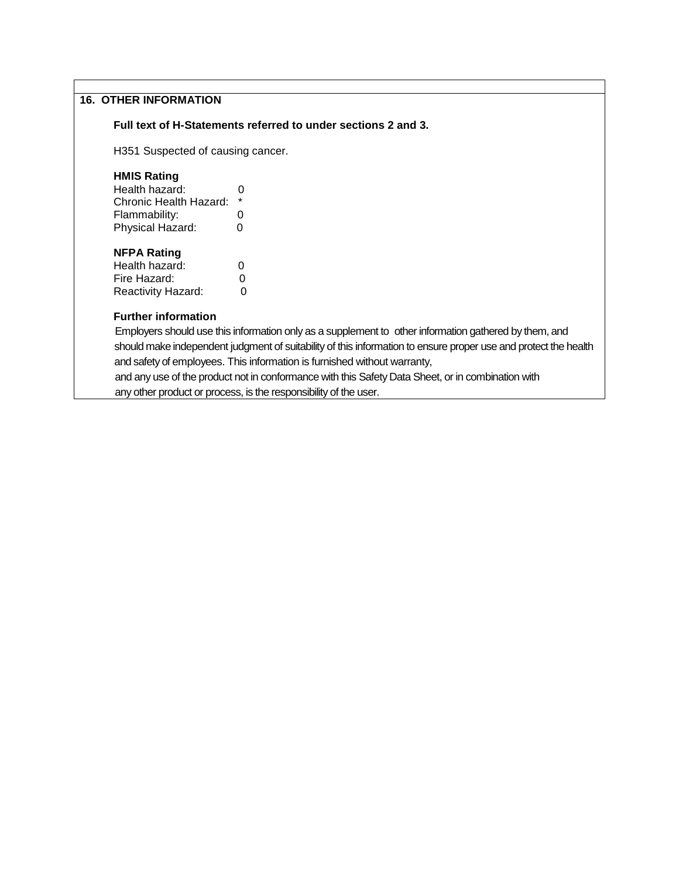## 16. OTHER INFORMATION

**Full text of H-Statements referred to under sections 2 and 3.**

H351 Suspected of causing cancer.

**HMIS Rating**

Health hazard: 0
Chronic Health Hazard: *
Flammability: 0
Physical Hazard: 0

**NFPA Rating**

Health hazard: 0
Fire Hazard: 0
Reactivity Hazard: 0

**Further information**

Employers should use this information only as a supplement to other information gathered by them, and should make independent judgment of suitability of this information to ensure proper use and protect the health and safety of employees. This information is furnished without warranty, and any use of the product not in conformance with this Safety Data Sheet, or in combination with any other product or process, is the responsibility of the user.